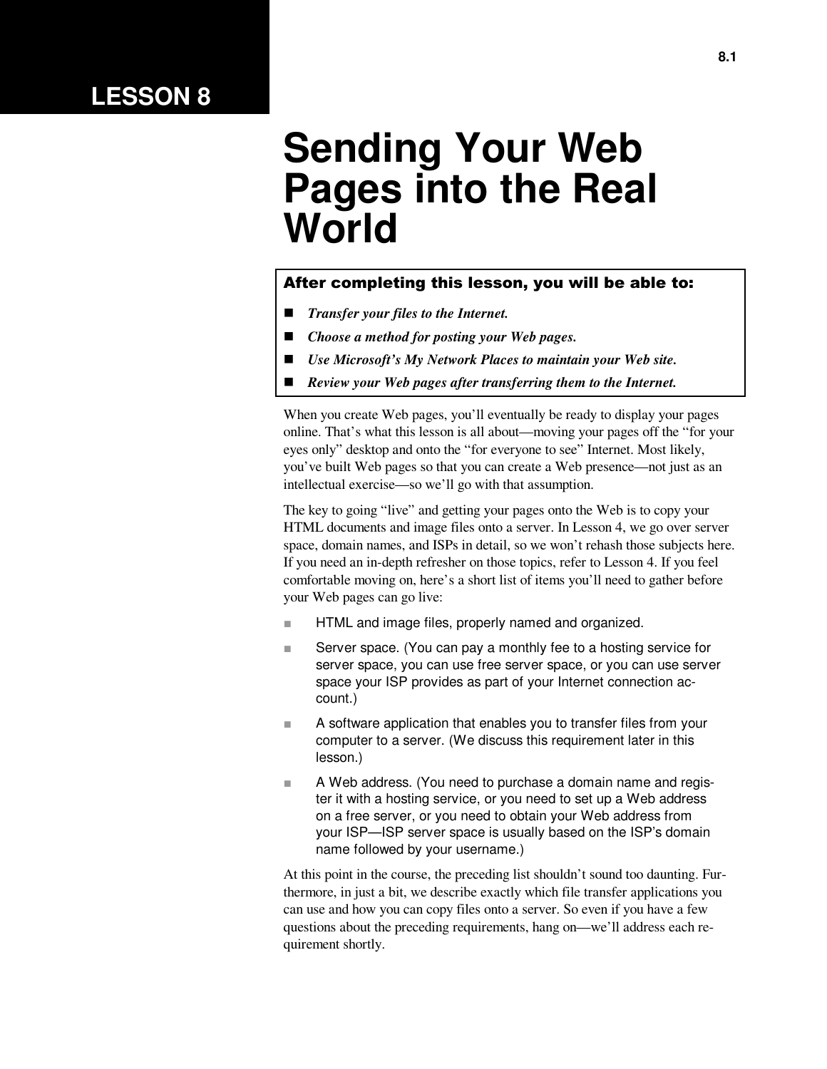LESSON 8

# Sending Your Web Pages into the Real World

**After completing this lesson, you will be able to:**

- ***Transfer your files to the Internet.***
- ***Choose a method for posting your Web pages.***
- ***Use Microsoft's My Network Places to maintain your Web site.***
- ***Review your Web pages after transferring them to the Internet.***

When you create Web pages, you'll eventually be ready to display your pages online. That's what this lesson is all about—moving your pages off the "for your eyes only" desktop and onto the "for everyone to see" Internet. Most likely, you've built Web pages so that you can create a Web presence—not just as an intellectual exercise—so we'll go with that assumption.

The key to going "live" and getting your pages onto the Web is to copy your HTML documents and image files onto a server. In Lesson 4, we go over server space, domain names, and ISPs in detail, so we won't rehash those subjects here. If you need an in-depth refresher on those topics, refer to Lesson 4. If you feel comfortable moving on, here's a short list of items you'll need to gather before your Web pages can go live:

- HTML and image files, properly named and organized.
- Server space. (You can pay a monthly fee to a hosting service for server space, you can use free server space, or you can use server space your ISP provides as part of your Internet connection account.)
- A software application that enables you to transfer files from your computer to a server. (We discuss this requirement later in this lesson.)
- A Web address. (You need to purchase a domain name and register it with a hosting service, or you need to set up a Web address on a free server, or you need to obtain your Web address from your ISP—ISP server space is usually based on the ISP's domain name followed by your username.)

At this point in the course, the preceding list shouldn't sound too daunting. Furthermore, in just a bit, we describe exactly which file transfer applications you can use and how you can copy files onto a server. So even if you have a few questions about the preceding requirements, hang on—we'll address each requirement shortly.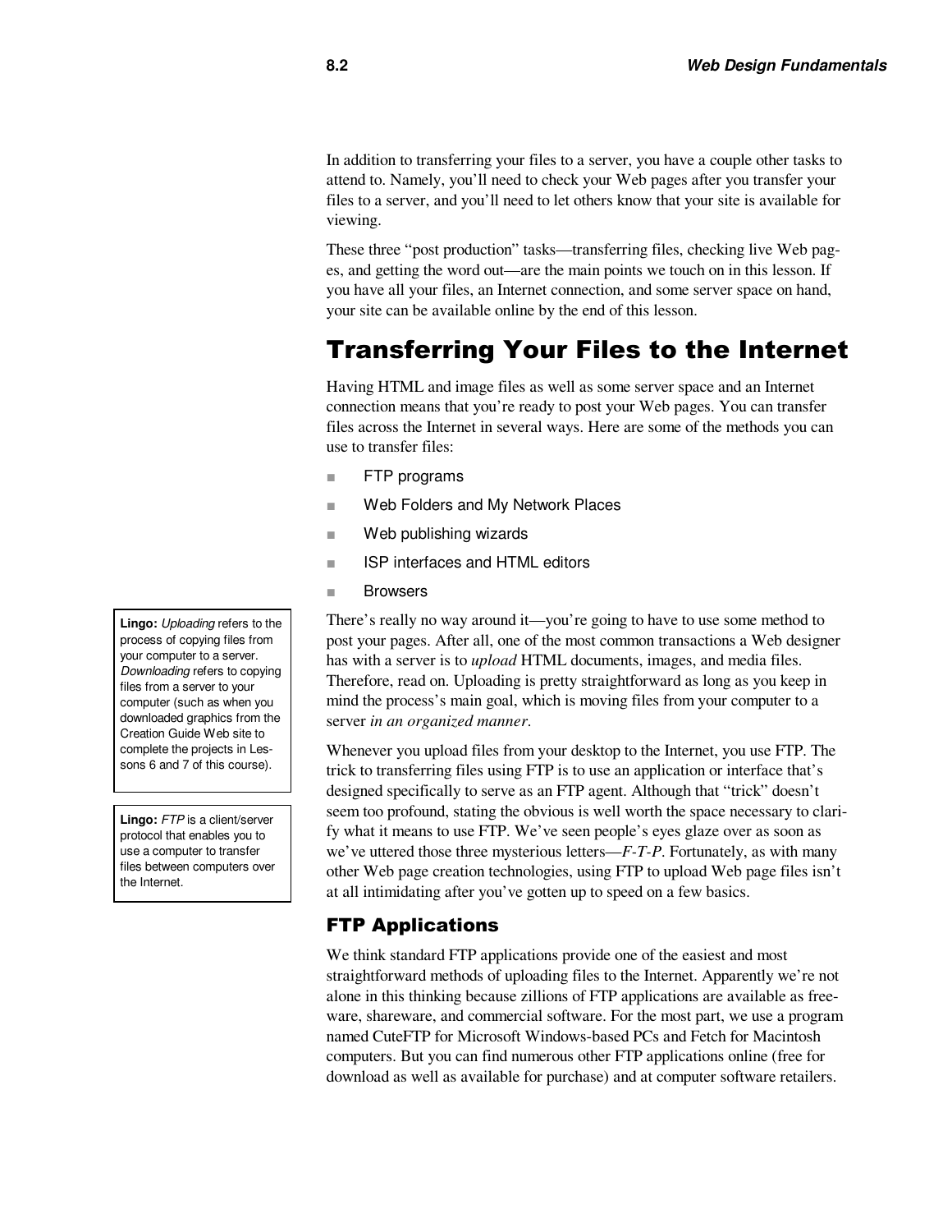In addition to transferring your files to a server, you have a couple other tasks to attend to. Namely, you'll need to check your Web pages after you transfer your files to a server, and you'll need to let others know that your site is available for viewing.

These three "post production" tasks—transferring files, checking live Web pages, and getting the word out—are the main points we touch on in this lesson. If you have all your files, an Internet connection, and some server space on hand, your site can be available online by the end of this lesson.

## Transferring Your Files to the Internet

Having HTML and image files as well as some server space and an Internet connection means that you're ready to post your Web pages. You can transfer files across the Internet in several ways. Here are some of the methods you can use to transfer files:

- FTP programs
- Web Folders and My Network Places
- Web publishing wizards
- ISP interfaces and HTML editors
- Browsers

> **Lingo:** *Uploading* refers to the process of copying files from your computer to a server. *Downloading* refers to copying files from a server to your computer (such as when you downloaded graphics from the Creation Guide Web site to complete the projects in Lessons 6 and 7 of this course).

> **Lingo:** *FTP* is a client/server protocol that enables you to use a computer to transfer files between computers over the Internet.

There's really no way around it—you're going to have to use some method to post your pages. After all, one of the most common transactions a Web designer has with a server is to *upload* HTML documents, images, and media files. Therefore, read on. Uploading is pretty straightforward as long as you keep in mind the process's main goal, which is moving files from your computer to a server *in an organized manner*.

Whenever you upload files from your desktop to the Internet, you use FTP. The trick to transferring files using FTP is to use an application or interface that's designed specifically to serve as an FTP agent. Although that "trick" doesn't seem too profound, stating the obvious is well worth the space necessary to clarify what it means to use FTP. We've seen people's eyes glaze over as soon as we've uttered those three mysterious letters—*F-T-P*. Fortunately, as with many other Web page creation technologies, using FTP to upload Web page files isn't at all intimidating after you've gotten up to speed on a few basics.

### FTP Applications

We think standard FTP applications provide one of the easiest and most straightforward methods of uploading files to the Internet. Apparently we're not alone in this thinking because zillions of FTP applications are available as freeware, shareware, and commercial software. For the most part, we use a program named CuteFTP for Microsoft Windows-based PCs and Fetch for Macintosh computers. But you can find numerous other FTP applications online (free for download as well as available for purchase) and at computer software retailers.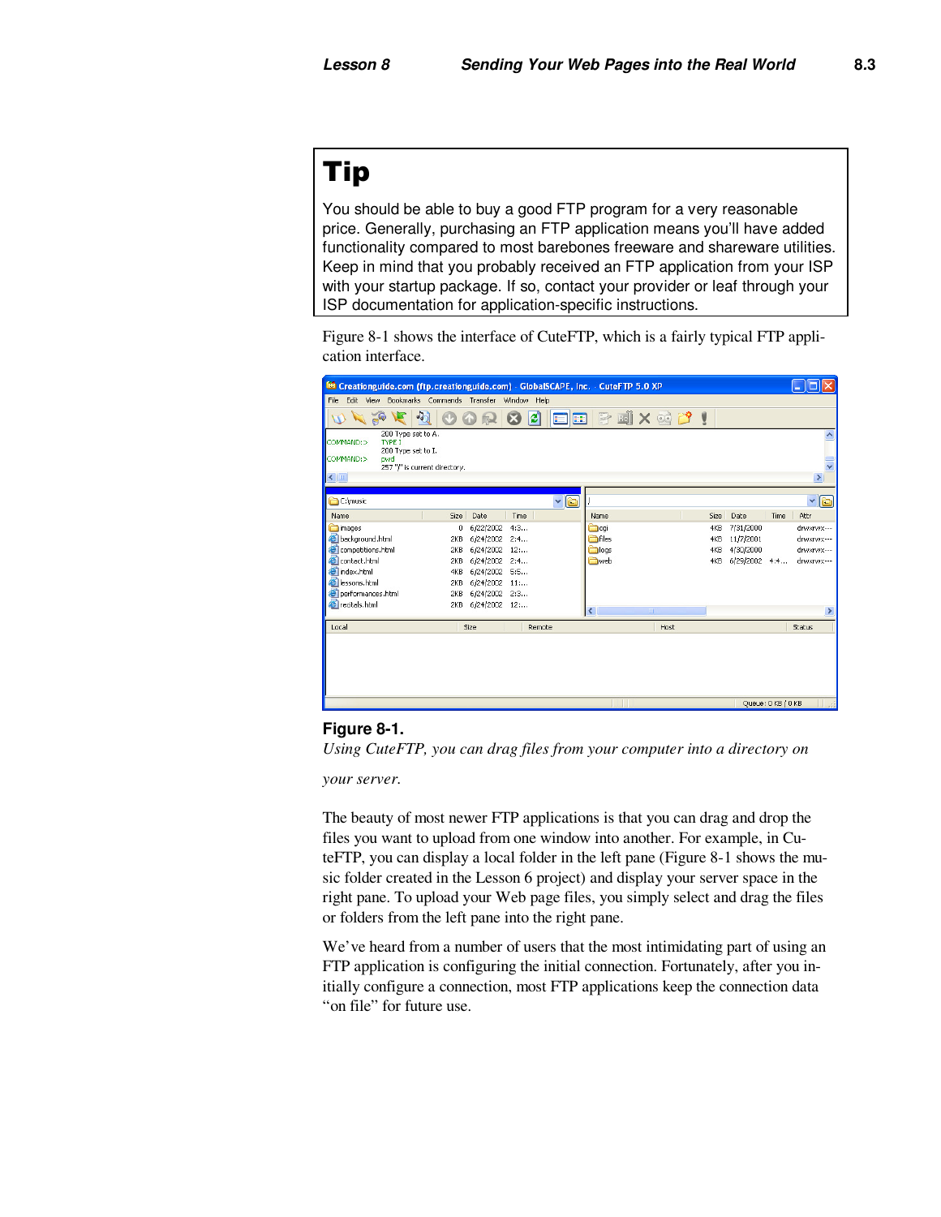## Tip

You should be able to buy a good FTP program for a very reasonable price. Generally, purchasing an FTP application means you'll have added functionality compared to most barebones freeware and shareware utilities. Keep in mind that you probably received an FTP application from your ISP with your startup package. If so, contact your provider or leaf through your ISP documentation for application-specific instructions.

Figure 8-1 shows the interface of CuteFTP, which is a fairly typical FTP application interface.

**Figure 8-1.**

*Using CuteFTP, you can drag files from your computer into a directory on your server.*

The beauty of most newer FTP applications is that you can drag and drop the files you want to upload from one window into another. For example, in CuteFTP, you can display a local folder in the left pane (Figure 8-1 shows the music folder created in the Lesson 6 project) and display your server space in the right pane. To upload your Web page files, you simply select and drag the files or folders from the left pane into the right pane.

We've heard from a number of users that the most intimidating part of using an FTP application is configuring the initial connection. Fortunately, after you initially configure a connection, most FTP applications keep the connection data "on file" for future use.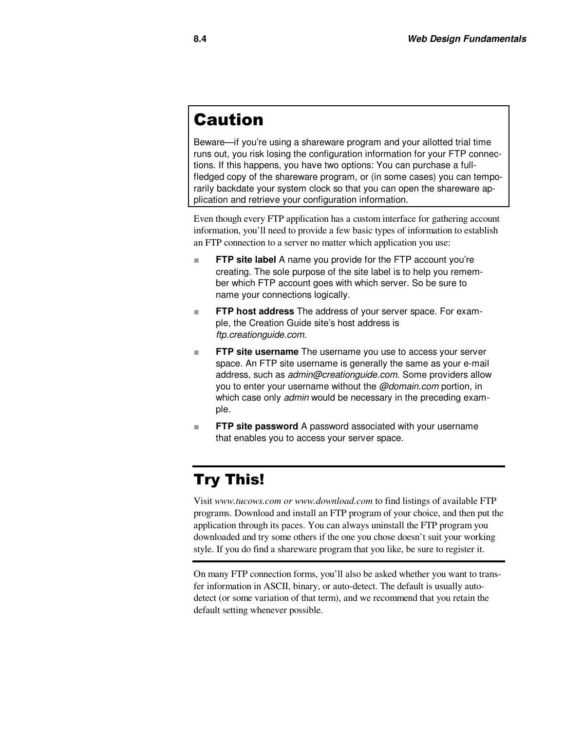## Caution

Beware—if you're using a shareware program and your allotted trial time runs out, you risk losing the configuration information for your FTP connections. If this happens, you have two options: You can purchase a full-fledged copy of the shareware program, or (in some cases) you can temporarily backdate your system clock so that you can open the shareware application and retrieve your configuration information.

Even though every FTP application has a custom interface for gathering account information, you'll need to provide a few basic types of information to establish an FTP connection to a server no matter which application you use:

- **FTP site label** A name you provide for the FTP account you're creating. The sole purpose of the site label is to help you remember which FTP account goes with which server. So be sure to name your connections logically.
- **FTP host address** The address of your server space. For example, the Creation Guide site's host address is *ftp.creationguide.com*.
- **FTP site username** The username you use to access your server space. An FTP site username is generally the same as your e-mail address, such as *admin@creationguide.com*. Some providers allow you to enter your username without the *@domain.com* portion, in which case only *admin* would be necessary in the preceding example.
- **FTP site password** A password associated with your username that enables you to access your server space.

## Try This!

Visit *www.tucows.com or www.download.com* to find listings of available FTP programs. Download and install an FTP program of your choice, and then put the application through its paces. You can always uninstall the FTP program you downloaded and try some others if the one you chose doesn't suit your working style. If you do find a shareware program that you like, be sure to register it.

On many FTP connection forms, you'll also be asked whether you want to transfer information in ASCII, binary, or auto-detect. The default is usually auto-detect (or some variation of that term), and we recommend that you retain the default setting whenever possible.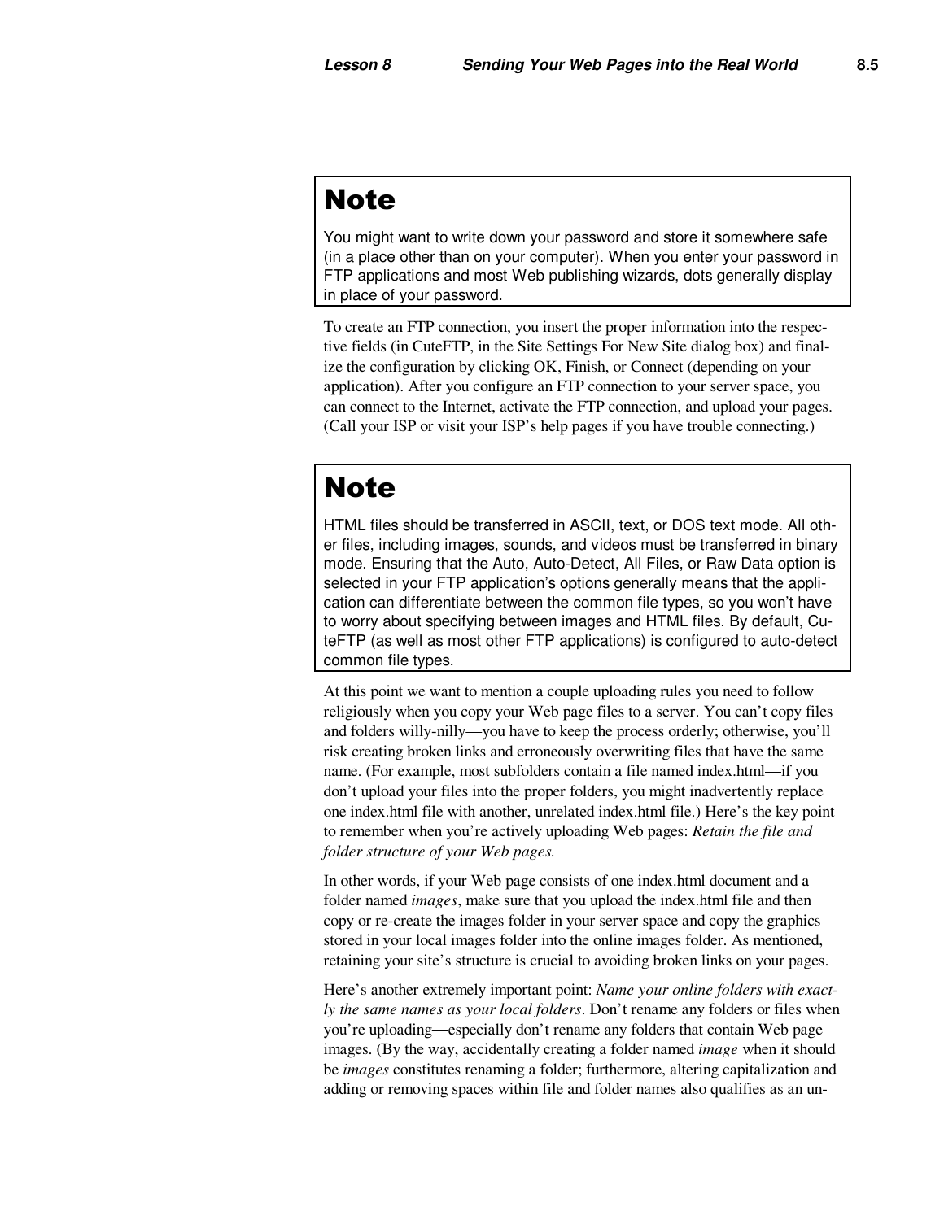> **Note**
>
> You might want to write down your password and store it somewhere safe (in a place other than on your computer). When you enter your password in FTP applications and most Web publishing wizards, dots generally display in place of your password.

To create an FTP connection, you insert the proper information into the respective fields (in CuteFTP, in the Site Settings For New Site dialog box) and finalize the configuration by clicking OK, Finish, or Connect (depending on your application). After you configure an FTP connection to your server space, you can connect to the Internet, activate the FTP connection, and upload your pages. (Call your ISP or visit your ISP's help pages if you have trouble connecting.)

> **Note**
>
> HTML files should be transferred in ASCII, text, or DOS text mode. All other files, including images, sounds, and videos must be transferred in binary mode. Ensuring that the Auto, Auto-Detect, All Files, or Raw Data option is selected in your FTP application's options generally means that the application can differentiate between the common file types, so you won't have to worry about specifying between images and HTML files. By default, CuteFTP (as well as most other FTP applications) is configured to auto-detect common file types.

At this point we want to mention a couple uploading rules you need to follow religiously when you copy your Web page files to a server. You can't copy files and folders willy-nilly—you have to keep the process orderly; otherwise, you'll risk creating broken links and erroneously overwriting files that have the same name. (For example, most subfolders contain a file named index.html—if you don't upload your files into the proper folders, you might inadvertently replace one index.html file with another, unrelated index.html file.) Here's the key point to remember when you're actively uploading Web pages: *Retain the file and folder structure of your Web pages.*

In other words, if your Web page consists of one index.html document and a folder named *images*, make sure that you upload the index.html file and then copy or re-create the images folder in your server space and copy the graphics stored in your local images folder into the online images folder. As mentioned, retaining your site's structure is crucial to avoiding broken links on your pages.

Here's another extremely important point: *Name your online folders with exactly the same names as your local folders*. Don't rename any folders or files when you're uploading—especially don't rename any folders that contain Web page images. (By the way, accidentally creating a folder named *image* when it should be *images* constitutes renaming a folder; furthermore, altering capitalization and adding or removing spaces within file and folder names also qualifies as an un-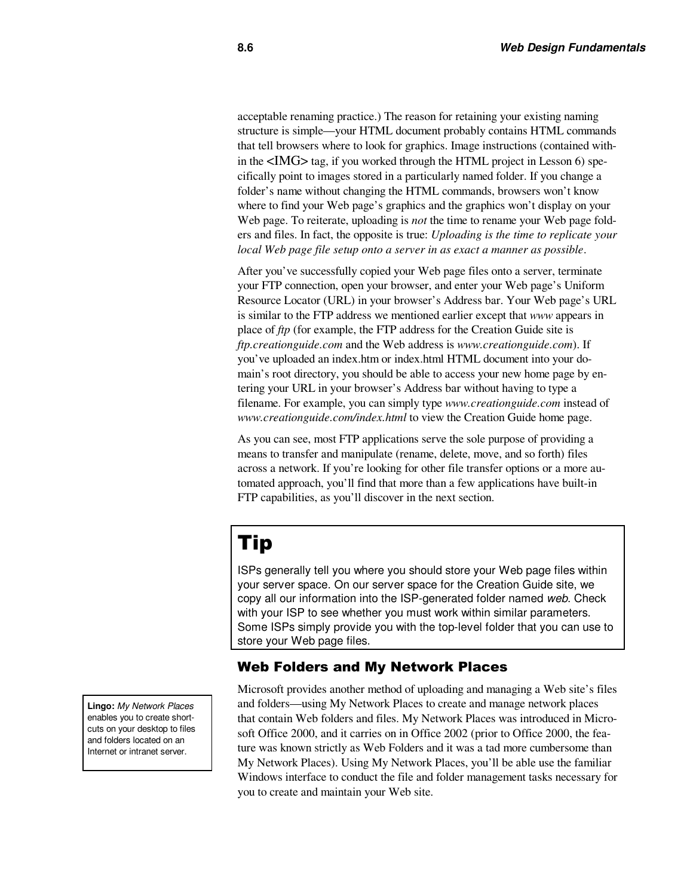acceptable renaming practice.) The reason for retaining your existing naming structure is simple—your HTML document probably contains HTML commands that tell browsers where to look for graphics. Image instructions (contained within the <IMG> tag, if you worked through the HTML project in Lesson 6) specifically point to images stored in a particularly named folder. If you change a folder's name without changing the HTML commands, browsers won't know where to find your Web page's graphics and the graphics won't display on your Web page. To reiterate, uploading is *not* the time to rename your Web page folders and files. In fact, the opposite is true: *Uploading is the time to replicate your local Web page file setup onto a server in as exact a manner as possible*.

After you've successfully copied your Web page files onto a server, terminate your FTP connection, open your browser, and enter your Web page's Uniform Resource Locator (URL) in your browser's Address bar. Your Web page's URL is similar to the FTP address we mentioned earlier except that *www* appears in place of *ftp* (for example, the FTP address for the Creation Guide site is *ftp.creationguide.com* and the Web address is *www.creationguide.com*). If you've uploaded an index.htm or index.html HTML document into your domain's root directory, you should be able to access your new home page by entering your URL in your browser's Address bar without having to type a filename. For example, you can simply type *www.creationguide.com* instead of *www.creationguide.com/index.html* to view the Creation Guide home page.

As you can see, most FTP applications serve the sole purpose of providing a means to transfer and manipulate (rename, delete, move, and so forth) files across a network. If you're looking for other file transfer options or a more automated approach, you'll find that more than a few applications have built-in FTP capabilities, as you'll discover in the next section.

> **Tip**
>
> ISPs generally tell you where you should store your Web page files within your server space. On our server space for the Creation Guide site, we copy all our information into the ISP-generated folder named *web*. Check with your ISP to see whether you must work within similar parameters. Some ISPs simply provide you with the top-level folder that you can use to store your Web page files.

### Web Folders and My Network Places

> **Lingo:** *My Network Places* enables you to create shortcuts on your desktop to files and folders located on an Internet or intranet server.

Microsoft provides another method of uploading and managing a Web site's files and folders—using My Network Places to create and manage network places that contain Web folders and files. My Network Places was introduced in Microsoft Office 2000, and it carries on in Office 2002 (prior to Office 2000, the feature was known strictly as Web Folders and it was a tad more cumbersome than My Network Places). Using My Network Places, you'll be able use the familiar Windows interface to conduct the file and folder management tasks necessary for you to create and maintain your Web site.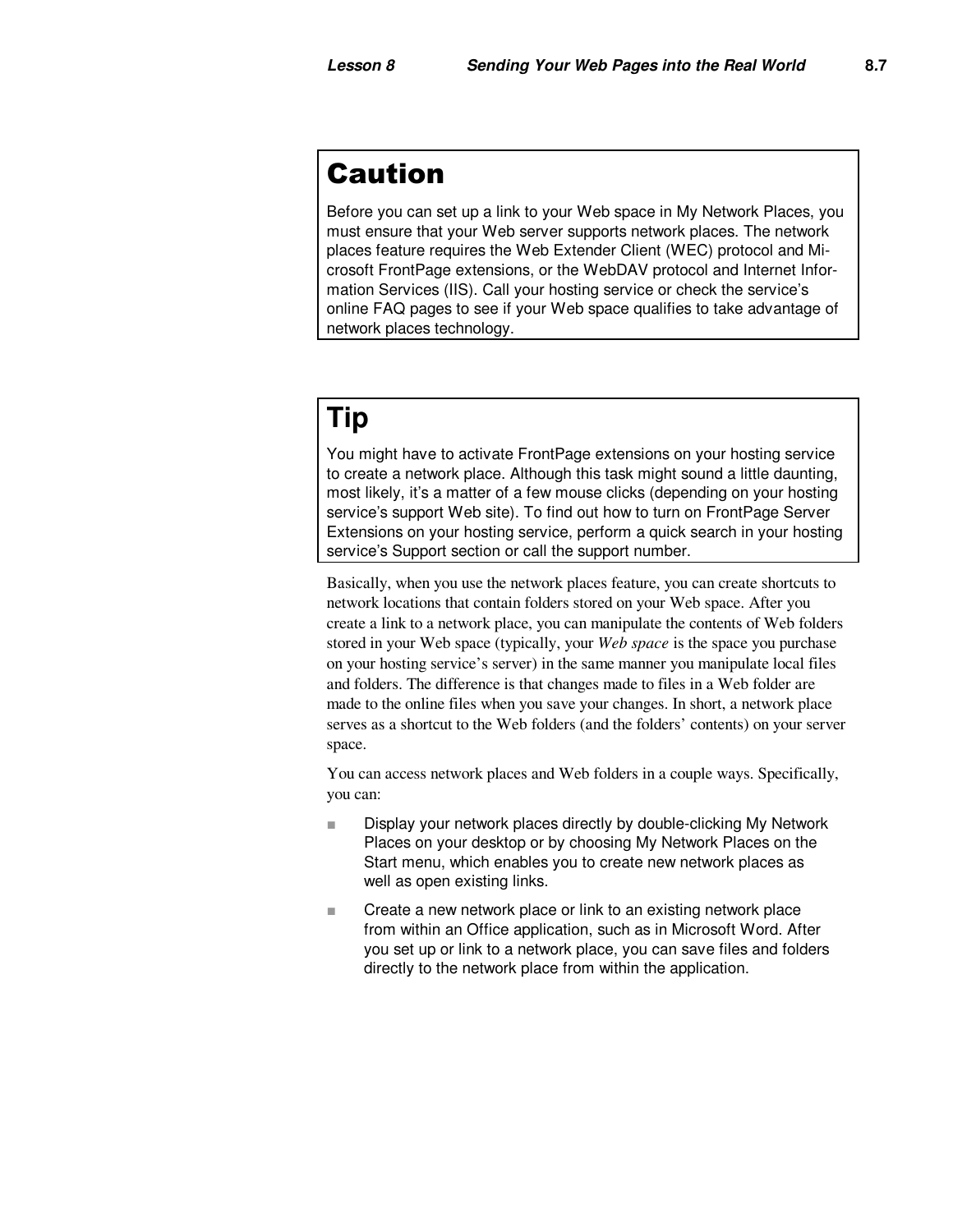## Caution

Before you can set up a link to your Web space in My Network Places, you must ensure that your Web server supports network places. The network places feature requires the Web Extender Client (WEC) protocol and Microsoft FrontPage extensions, or the WebDAV protocol and Internet Information Services (IIS). Call your hosting service or check the service's online FAQ pages to see if your Web space qualifies to take advantage of network places technology.

## Tip

You might have to activate FrontPage extensions on your hosting service to create a network place. Although this task might sound a little daunting, most likely, it's a matter of a few mouse clicks (depending on your hosting service's support Web site). To find out how to turn on FrontPage Server Extensions on your hosting service, perform a quick search in your hosting service's Support section or call the support number.

Basically, when you use the network places feature, you can create shortcuts to network locations that contain folders stored on your Web space. After you create a link to a network place, you can manipulate the contents of Web folders stored in your Web space (typically, your *Web space* is the space you purchase on your hosting service's server) in the same manner you manipulate local files and folders. The difference is that changes made to files in a Web folder are made to the online files when you save your changes. In short, a network place serves as a shortcut to the Web folders (and the folders' contents) on your server space.

You can access network places and Web folders in a couple ways. Specifically, you can:

- Display your network places directly by double-clicking My Network Places on your desktop or by choosing My Network Places on the Start menu, which enables you to create new network places as well as open existing links.
- Create a new network place or link to an existing network place from within an Office application, such as in Microsoft Word. After you set up or link to a network place, you can save files and folders directly to the network place from within the application.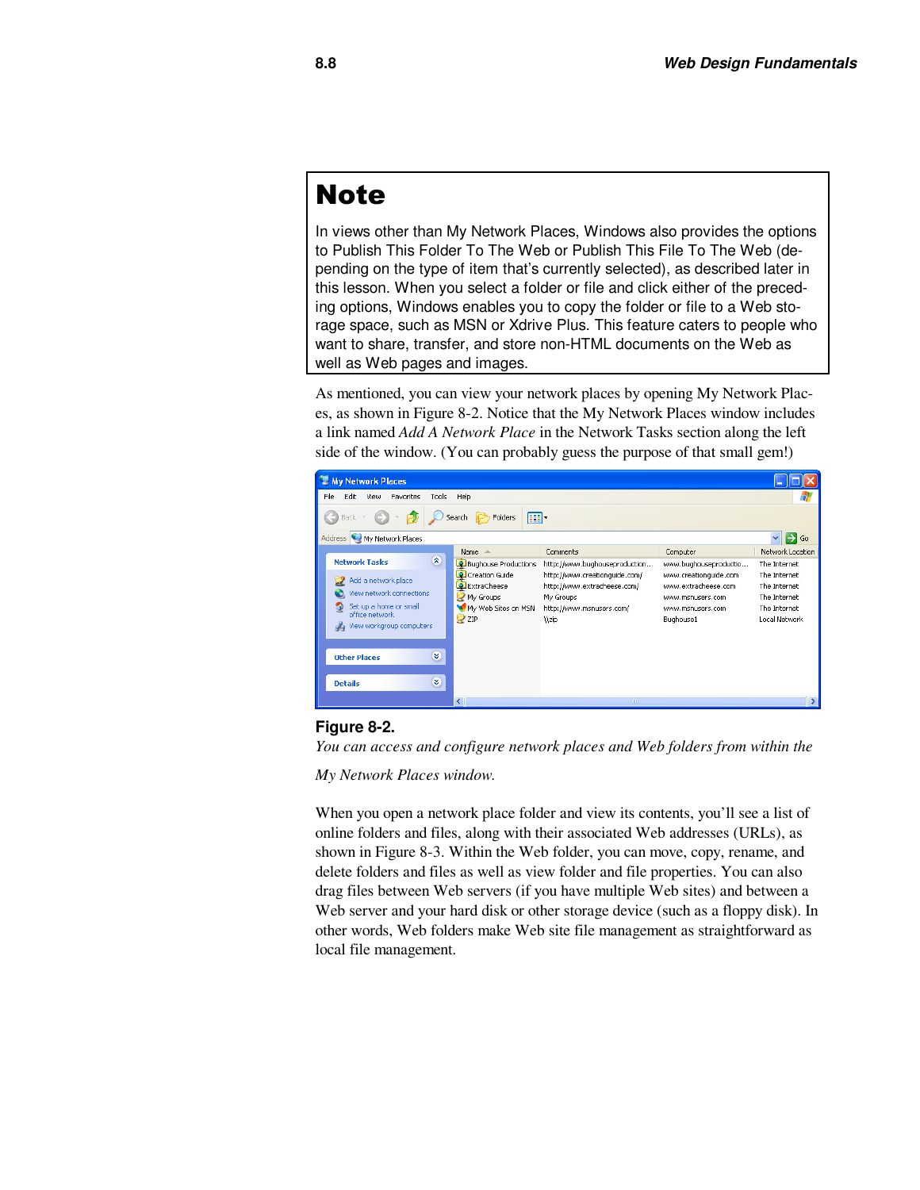## Note

In views other than My Network Places, Windows also provides the options to Publish This Folder To The Web or Publish This File To The Web (depending on the type of item that's currently selected), as described later in this lesson. When you select a folder or file and click either of the preceding options, Windows enables you to copy the folder or file to a Web storage space, such as MSN or Xdrive Plus. This feature caters to people who want to share, transfer, and store non-HTML documents on the Web as well as Web pages and images.

As mentioned, you can view your network places by opening My Network Places, as shown in Figure 8-2. Notice that the My Network Places window includes a link named *Add A Network Place* in the Network Tasks section along the left side of the window. (You can probably guess the purpose of that small gem!)

**Figure 8-2.**
*You can access and configure network places and Web folders from within the My Network Places window.*

When you open a network place folder and view its contents, you'll see a list of online folders and files, along with their associated Web addresses (URLs), as shown in Figure 8-3. Within the Web folder, you can move, copy, rename, and delete folders and files as well as view folder and file properties. You can also drag files between Web servers (if you have multiple Web sites) and between a Web server and your hard disk or other storage device (such as a floppy disk). In other words, Web folders make Web site file management as straightforward as local file management.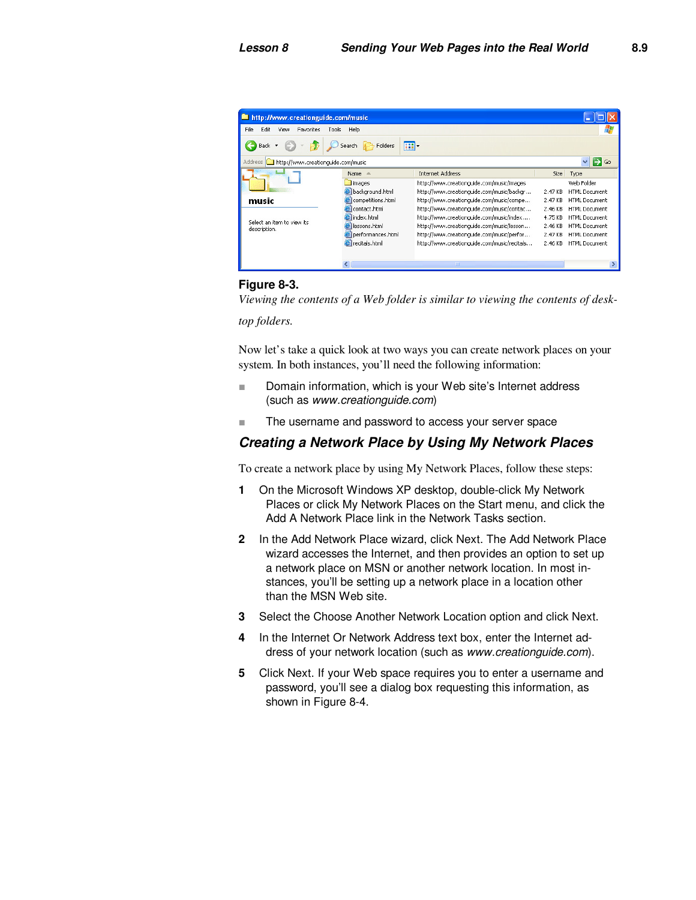**Figure 8-3.**

*Viewing the contents of a Web folder is similar to viewing the contents of desktop folders.*

Now let's take a quick look at two ways you can create network places on your system. In both instances, you'll need the following information:

- Domain information, which is your Web site's Internet address (such as *www.creationguide.com*)
- The username and password to access your server space

## Creating a Network Place by Using My Network Places

To create a network place by using My Network Places, follow these steps:

1. On the Microsoft Windows XP desktop, double-click My Network Places or click My Network Places on the Start menu, and click the Add A Network Place link in the Network Tasks section.
2. In the Add Network Place wizard, click Next. The Add Network Place wizard accesses the Internet, and then provides an option to set up a network place on MSN or another network location. In most instances, you'll be setting up a network place in a location other than the MSN Web site.
3. Select the Choose Another Network Location option and click Next.
4. In the Internet Or Network Address text box, enter the Internet address of your network location (such as *www.creationguide.com*).
5. Click Next. If your Web space requires you to enter a username and password, you'll see a dialog box requesting this information, as shown in Figure 8-4.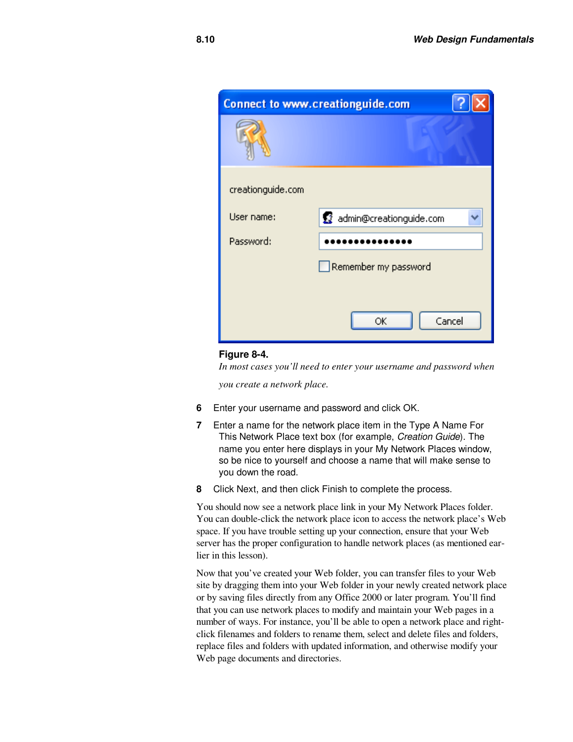**Figure 8-4.**

*In most cases you'll need to enter your username and password when you create a network place.*

6. Enter your username and password and click OK.
7. Enter a name for the network place item in the Type A Name For This Network Place text box (for example, *Creation Guide*). The name you enter here displays in your My Network Places window, so be nice to yourself and choose a name that will make sense to you down the road.
8. Click Next, and then click Finish to complete the process.

You should now see a network place link in your My Network Places folder. You can double-click the network place icon to access the network place's Web space. If you have trouble setting up your connection, ensure that your Web server has the proper configuration to handle network places (as mentioned earlier in this lesson).

Now that you've created your Web folder, you can transfer files to your Web site by dragging them into your Web folder in your newly created network place or by saving files directly from any Office 2000 or later program. You'll find that you can use network places to modify and maintain your Web pages in a number of ways. For instance, you'll be able to open a network place and right-click filenames and folders to rename them, select and delete files and folders, replace files and folders with updated information, and otherwise modify your Web page documents and directories.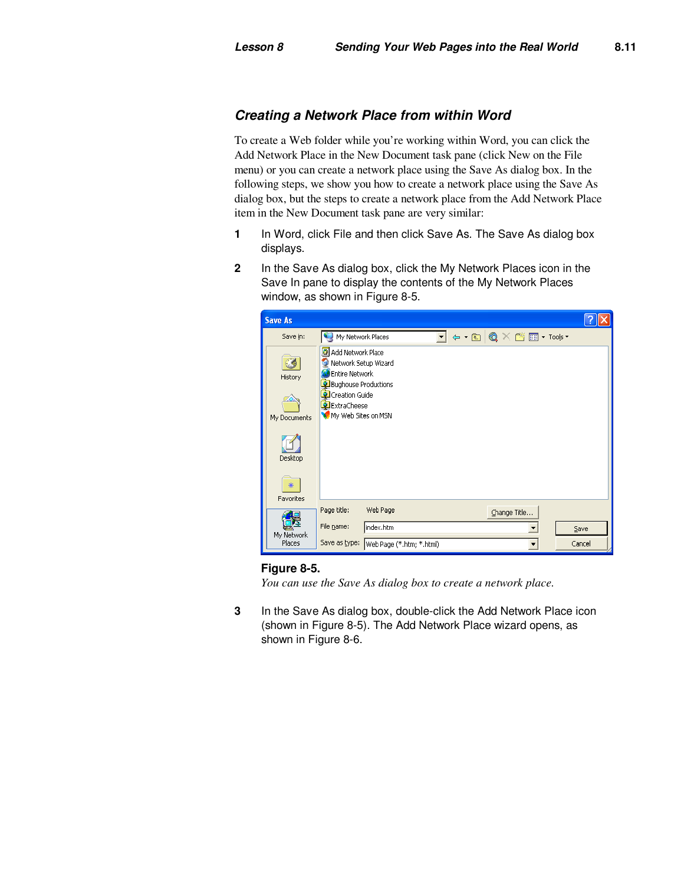## Creating a Network Place from within Word

To create a Web folder while you're working within Word, you can click the Add Network Place in the New Document task pane (click New on the File menu) or you can create a network place using the Save As dialog box. In the following steps, we show you how to create a network place using the Save As dialog box, but the steps to create a network place from the Add Network Place item in the New Document task pane are very similar:

1. In Word, click File and then click Save As. The Save As dialog box displays.
2. In the Save As dialog box, click the My Network Places icon in the Save In pane to display the contents of the My Network Places window, as shown in Figure 8-5.

**Figure 8-5.**
*You can use the Save As dialog box to create a network place.*

3. In the Save As dialog box, double-click the Add Network Place icon (shown in Figure 8-5). The Add Network Place wizard opens, as shown in Figure 8-6.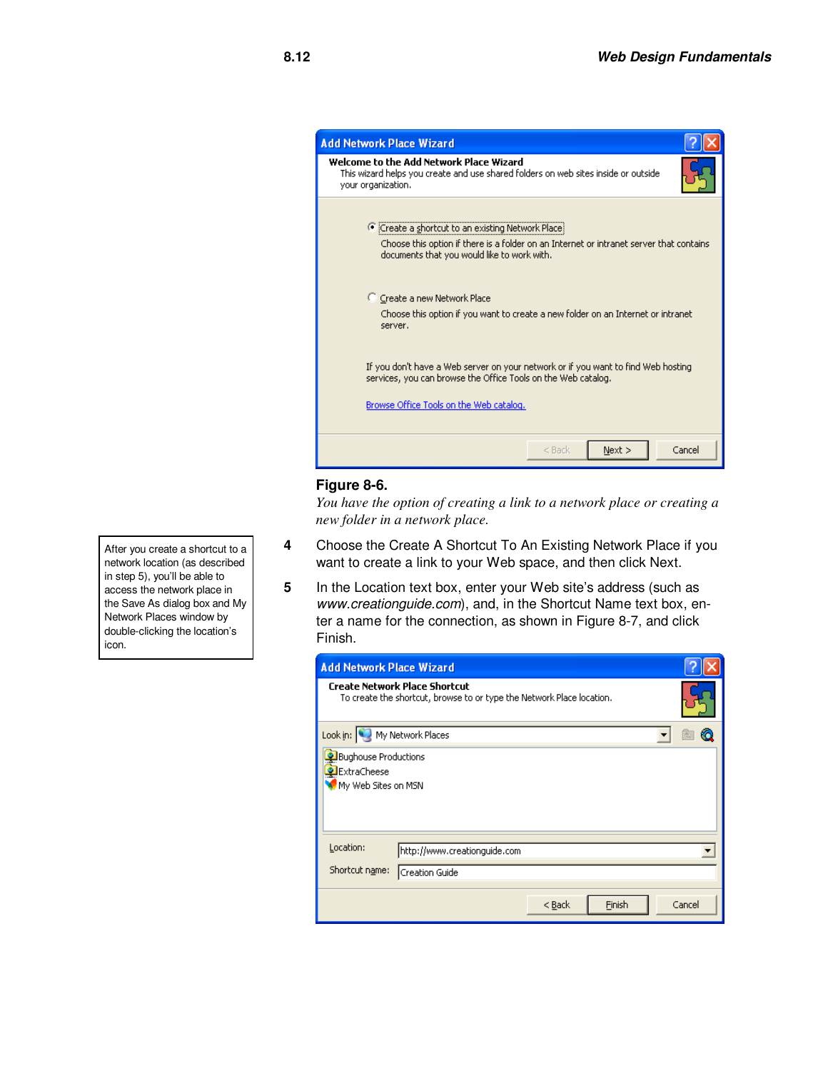**Figure 8-6.**

*You have the option of creating a link to a network place or creating a new folder in a network place.*

After you create a shortcut to a network location (as described in step 5), you'll be able to access the network place in the Save As dialog box and My Network Places window by double-clicking the location's icon.

4 Choose the Create A Shortcut To An Existing Network Place if you want to create a link to your Web space, and then click Next.

5 In the Location text box, enter your Web site's address (such as *www.creationguide.com*), and, in the Shortcut Name text box, enter a name for the connection, as shown in Figure 8-7, and click Finish.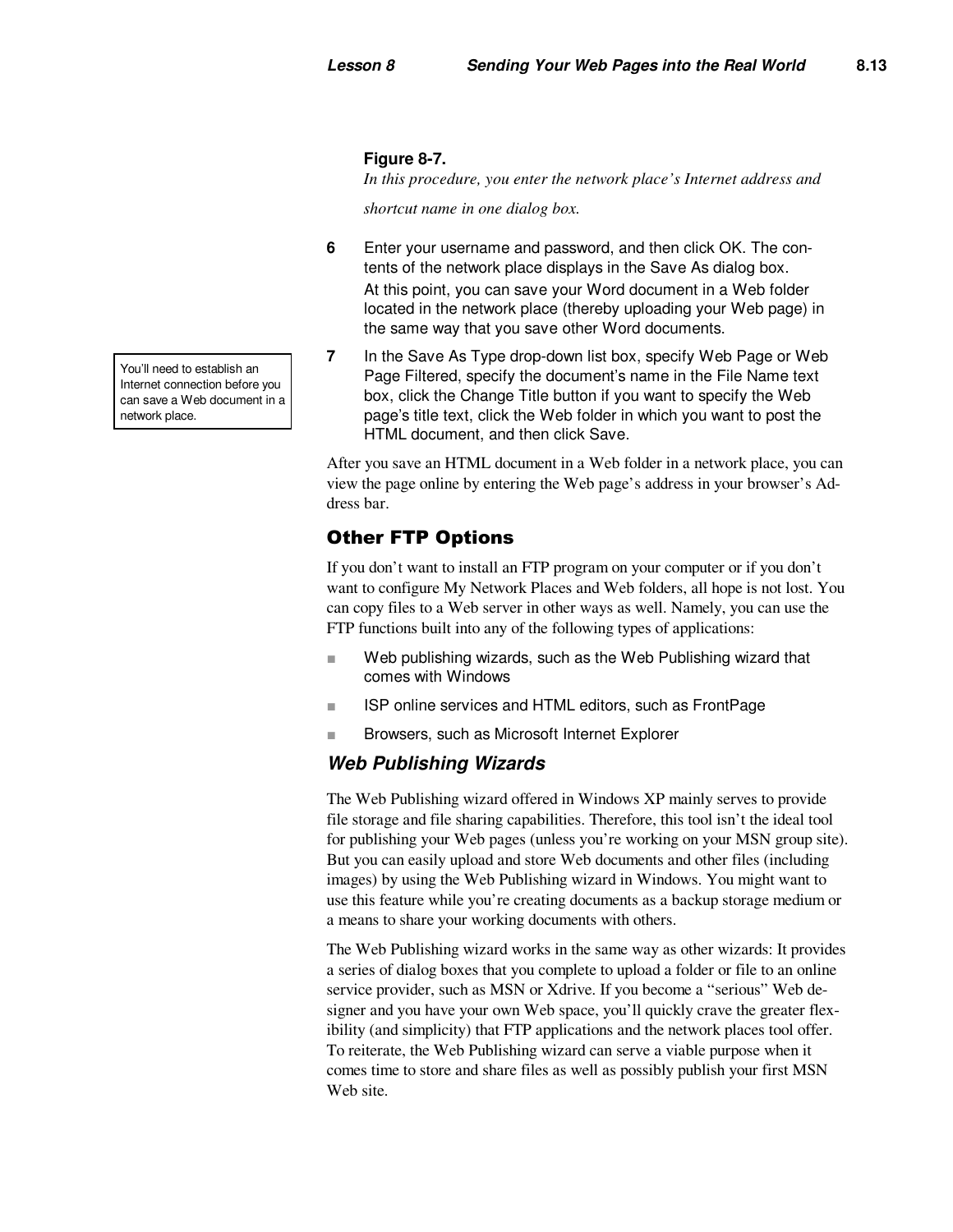**Figure 8-7.**

*In this procedure, you enter the network place's Internet address and shortcut name in one dialog box.*

**6** Enter your username and password, and then click OK. The contents of the network place displays in the Save As dialog box.

At this point, you can save your Word document in a Web folder located in the network place (thereby uploading your Web page) in the same way that you save other Word documents.

> You'll need to establish an Internet connection before you can save a Web document in a network place.

**7** In the Save As Type drop-down list box, specify Web Page or Web Page Filtered, specify the document's name in the File Name text box, click the Change Title button if you want to specify the Web page's title text, click the Web folder in which you want to post the HTML document, and then click Save.

After you save an HTML document in a Web folder in a network place, you can view the page online by entering the Web page's address in your browser's Address bar.

## Other FTP Options

If you don't want to install an FTP program on your computer or if you don't want to configure My Network Places and Web folders, all hope is not lost. You can copy files to a Web server in other ways as well. Namely, you can use the FTP functions built into any of the following types of applications:

- Web publishing wizards, such as the Web Publishing wizard that comes with Windows
- ISP online services and HTML editors, such as FrontPage
- Browsers, such as Microsoft Internet Explorer

### *Web Publishing Wizards*

The Web Publishing wizard offered in Windows XP mainly serves to provide file storage and file sharing capabilities. Therefore, this tool isn't the ideal tool for publishing your Web pages (unless you're working on your MSN group site). But you can easily upload and store Web documents and other files (including images) by using the Web Publishing wizard in Windows. You might want to use this feature while you're creating documents as a backup storage medium or a means to share your working documents with others.

The Web Publishing wizard works in the same way as other wizards: It provides a series of dialog boxes that you complete to upload a folder or file to an online service provider, such as MSN or Xdrive. If you become a "serious" Web designer and you have your own Web space, you'll quickly crave the greater flexibility (and simplicity) that FTP applications and the network places tool offer. To reiterate, the Web Publishing wizard can serve a viable purpose when it comes time to store and share files as well as possibly publish your first MSN Web site.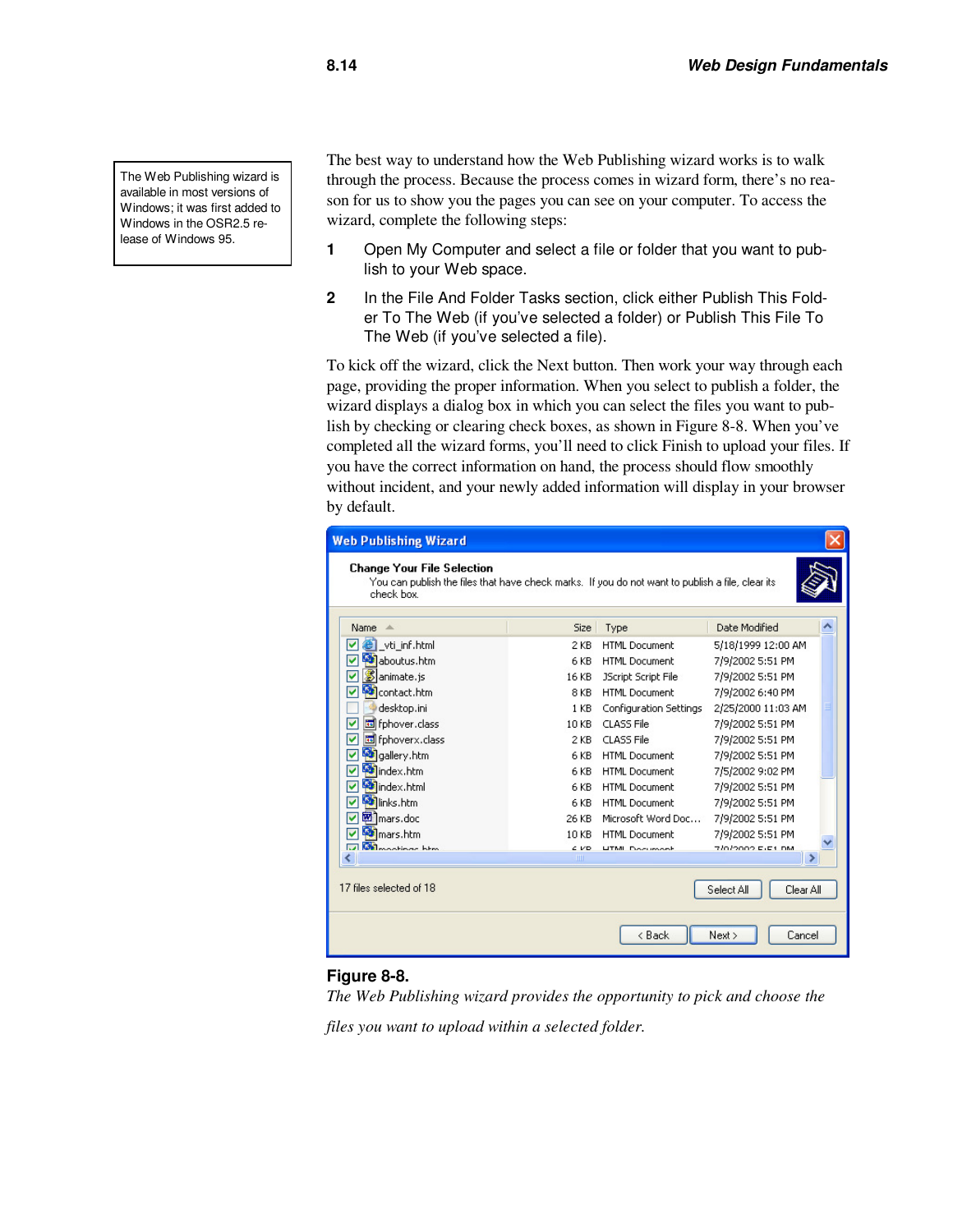The Web Publishing wizard is available in most versions of Windows; it was first added to Windows in the OSR2.5 release of Windows 95.

The best way to understand how the Web Publishing wizard works is to walk through the process. Because the process comes in wizard form, there's no reason for us to show you the pages you can see on your computer. To access the wizard, complete the following steps:

1. Open My Computer and select a file or folder that you want to publish to your Web space.
2. In the File And Folder Tasks section, click either Publish This Folder To The Web (if you've selected a folder) or Publish This File To The Web (if you've selected a file).

To kick off the wizard, click the Next button. Then work your way through each page, providing the proper information. When you select to publish a folder, the wizard displays a dialog box in which you can select the files you want to publish by checking or clearing check boxes, as shown in Figure 8-8. When you've completed all the wizard forms, you'll need to click Finish to upload your files. If you have the correct information on hand, the process should flow smoothly without incident, and your newly added information will display in your browser by default.

**Figure 8-8.**
*The Web Publishing wizard provides the opportunity to pick and choose the files you want to upload within a selected folder.*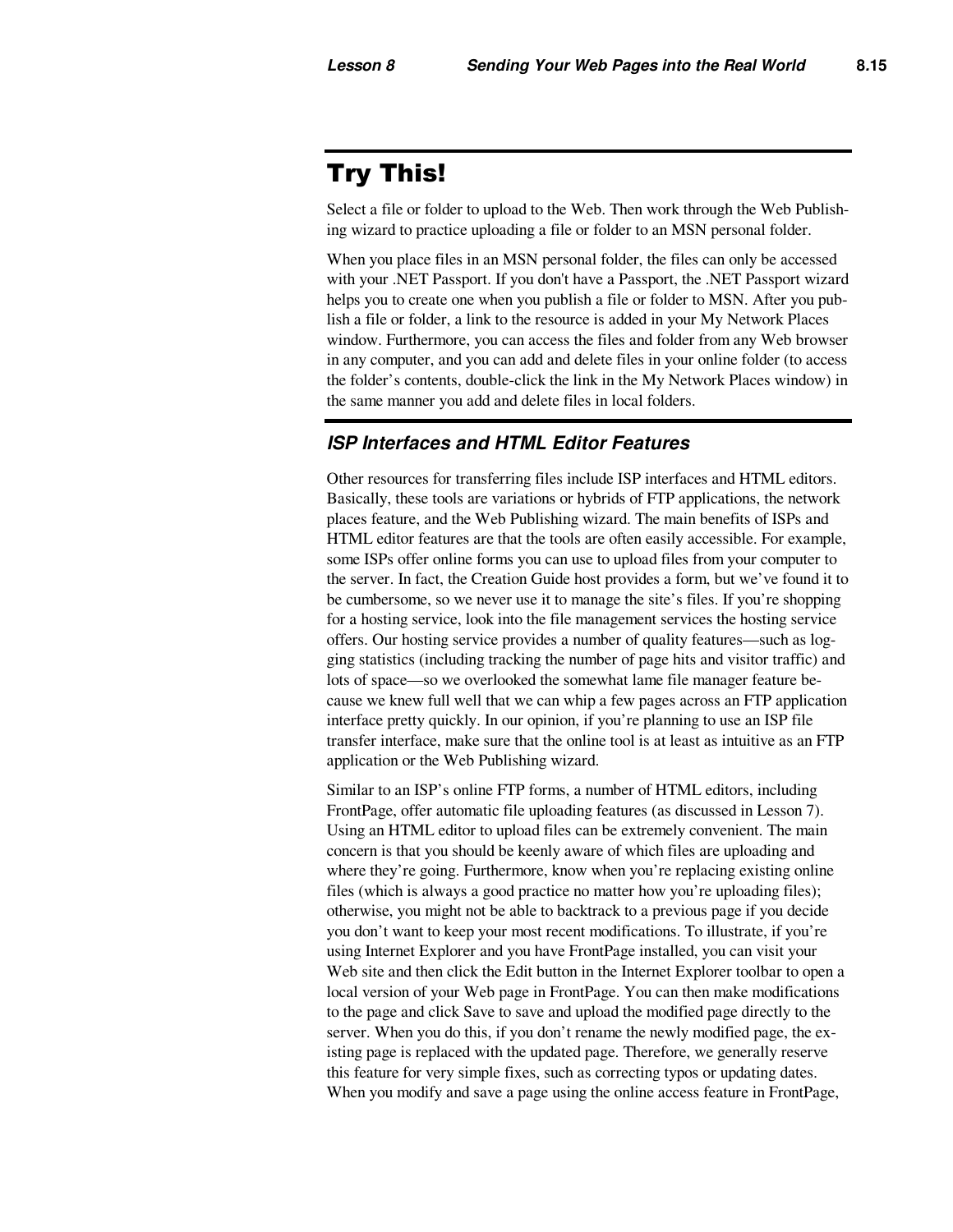## Try This!

Select a file or folder to upload to the Web. Then work through the Web Publishing wizard to practice uploading a file or folder to an MSN personal folder.

When you place files in an MSN personal folder, the files can only be accessed with your .NET Passport. If you don't have a Passport, the .NET Passport wizard helps you to create one when you publish a file or folder to MSN. After you publish a file or folder, a link to the resource is added in your My Network Places window. Furthermore, you can access the files and folder from any Web browser in any computer, and you can add and delete files in your online folder (to access the folder's contents, double-click the link in the My Network Places window) in the same manner you add and delete files in local folders.

### *ISP Interfaces and HTML Editor Features*

Other resources for transferring files include ISP interfaces and HTML editors. Basically, these tools are variations or hybrids of FTP applications, the network places feature, and the Web Publishing wizard. The main benefits of ISPs and HTML editor features are that the tools are often easily accessible. For example, some ISPs offer online forms you can use to upload files from your computer to the server. In fact, the Creation Guide host provides a form, but we've found it to be cumbersome, so we never use it to manage the site's files. If you're shopping for a hosting service, look into the file management services the hosting service offers. Our hosting service provides a number of quality features—such as logging statistics (including tracking the number of page hits and visitor traffic) and lots of space—so we overlooked the somewhat lame file manager feature because we knew full well that we can whip a few pages across an FTP application interface pretty quickly. In our opinion, if you're planning to use an ISP file transfer interface, make sure that the online tool is at least as intuitive as an FTP application or the Web Publishing wizard.

Similar to an ISP's online FTP forms, a number of HTML editors, including FrontPage, offer automatic file uploading features (as discussed in Lesson 7). Using an HTML editor to upload files can be extremely convenient. The main concern is that you should be keenly aware of which files are uploading and where they're going. Furthermore, know when you're replacing existing online files (which is always a good practice no matter how you're uploading files); otherwise, you might not be able to backtrack to a previous page if you decide you don't want to keep your most recent modifications. To illustrate, if you're using Internet Explorer and you have FrontPage installed, you can visit your Web site and then click the Edit button in the Internet Explorer toolbar to open a local version of your Web page in FrontPage. You can then make modifications to the page and click Save to save and upload the modified page directly to the server. When you do this, if you don't rename the newly modified page, the existing page is replaced with the updated page. Therefore, we generally reserve this feature for very simple fixes, such as correcting typos or updating dates. When you modify and save a page using the online access feature in FrontPage,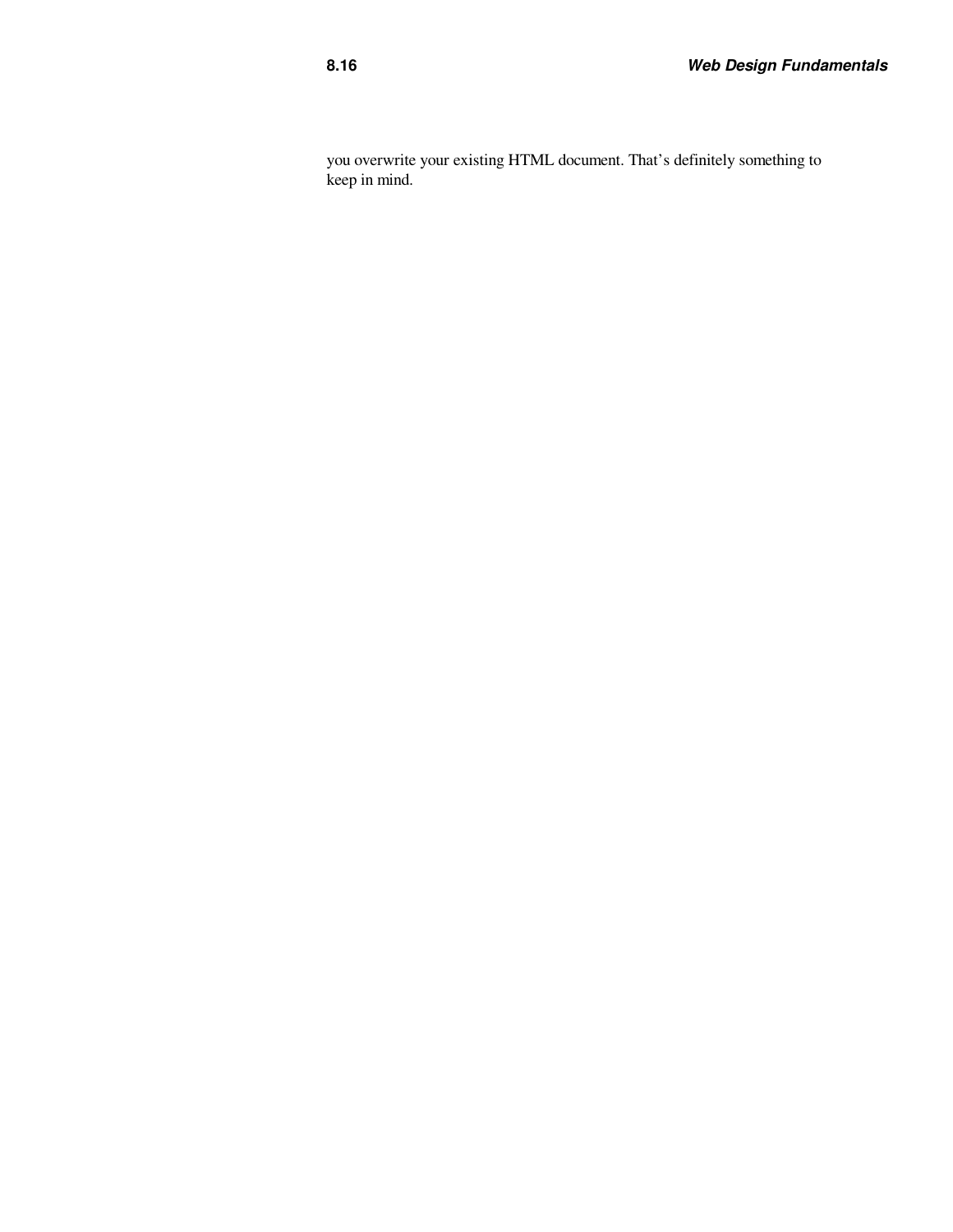you overwrite your existing HTML document. That's definitely something to keep in mind.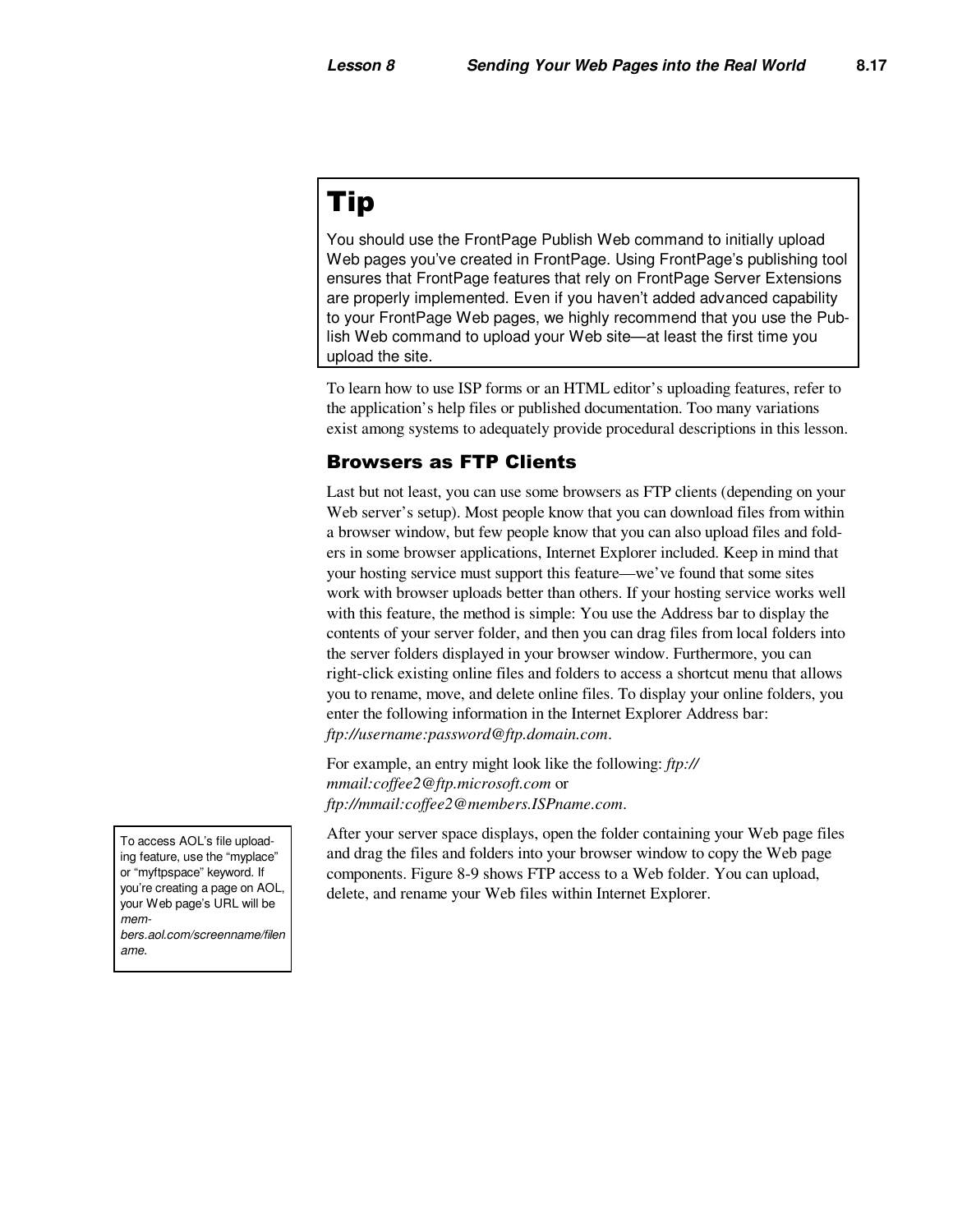## Tip

You should use the FrontPage Publish Web command to initially upload Web pages you've created in FrontPage. Using FrontPage's publishing tool ensures that FrontPage features that rely on FrontPage Server Extensions are properly implemented. Even if you haven't added advanced capability to your FrontPage Web pages, we highly recommend that you use the Publish Web command to upload your Web site—at least the first time you upload the site.

To learn how to use ISP forms or an HTML editor's uploading features, refer to the application's help files or published documentation. Too many variations exist among systems to adequately provide procedural descriptions in this lesson.

### Browsers as FTP Clients

Last but not least, you can use some browsers as FTP clients (depending on your Web server's setup). Most people know that you can download files from within a browser window, but few people know that you can also upload files and folders in some browser applications, Internet Explorer included. Keep in mind that your hosting service must support this feature—we've found that some sites work with browser uploads better than others. If your hosting service works well with this feature, the method is simple: You use the Address bar to display the contents of your server folder, and then you can drag files from local folders into the server folders displayed in your browser window. Furthermore, you can right-click existing online files and folders to access a shortcut menu that allows you to rename, move, and delete online files. To display your online folders, you enter the following information in the Internet Explorer Address bar: *ftp://username:password@ftp.domain.com*.

For example, an entry might look like the following: *ftp://mmail:coffee2@ftp.microsoft.com* or *ftp://mmail:coffee2@members.ISPname.com*.

To access AOL's file uploading feature, use the "myplace" or "myftpspace" keyword. If you're creating a page on AOL, your Web page's URL will be *members.aol.com/screenname/filename*.

After your server space displays, open the folder containing your Web page files and drag the files and folders into your browser window to copy the Web page components. Figure 8-9 shows FTP access to a Web folder. You can upload, delete, and rename your Web files within Internet Explorer.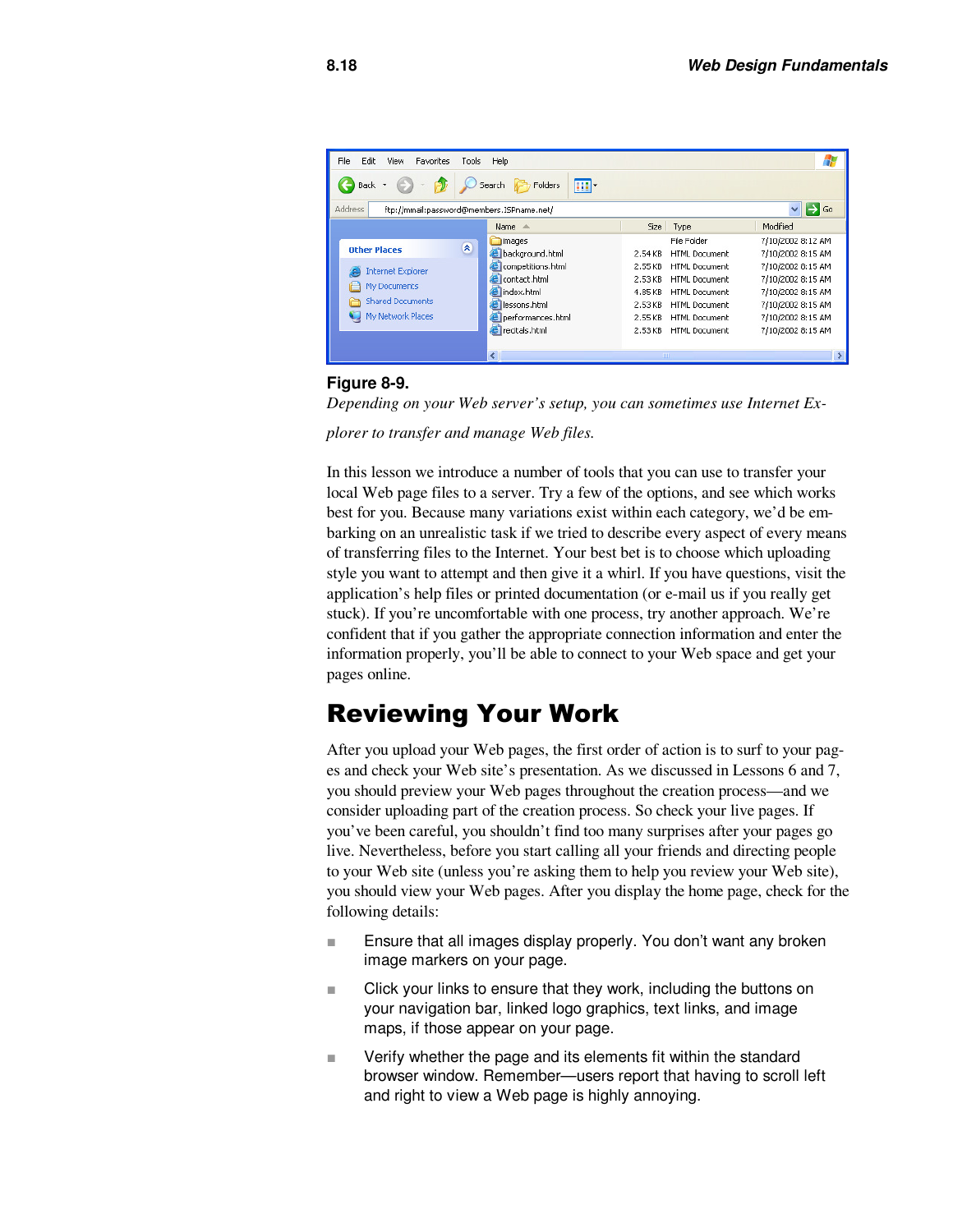**Figure 8-9.**

*Depending on your Web server's setup, you can sometimes use Internet Explorer to transfer and manage Web files.*

In this lesson we introduce a number of tools that you can use to transfer your local Web page files to a server. Try a few of the options, and see which works best for you. Because many variations exist within each category, we'd be embarking on an unrealistic task if we tried to describe every aspect of every means of transferring files to the Internet. Your best bet is to choose which uploading style you want to attempt and then give it a whirl. If you have questions, visit the application's help files or printed documentation (or e-mail us if you really get stuck). If you're uncomfortable with one process, try another approach. We're confident that if you gather the appropriate connection information and enter the information properly, you'll be able to connect to your Web space and get your pages online.

## Reviewing Your Work

After you upload your Web pages, the first order of action is to surf to your pages and check your Web site's presentation. As we discussed in Lessons 6 and 7, you should preview your Web pages throughout the creation process—and we consider uploading part of the creation process. So check your live pages. If you've been careful, you shouldn't find too many surprises after your pages go live. Nevertheless, before you start calling all your friends and directing people to your Web site (unless you're asking them to help you review your Web site), you should view your Web pages. After you display the home page, check for the following details:

- Ensure that all images display properly. You don't want any broken image markers on your page.
- Click your links to ensure that they work, including the buttons on your navigation bar, linked logo graphics, text links, and image maps, if those appear on your page.
- Verify whether the page and its elements fit within the standard browser window. Remember—users report that having to scroll left and right to view a Web page is highly annoying.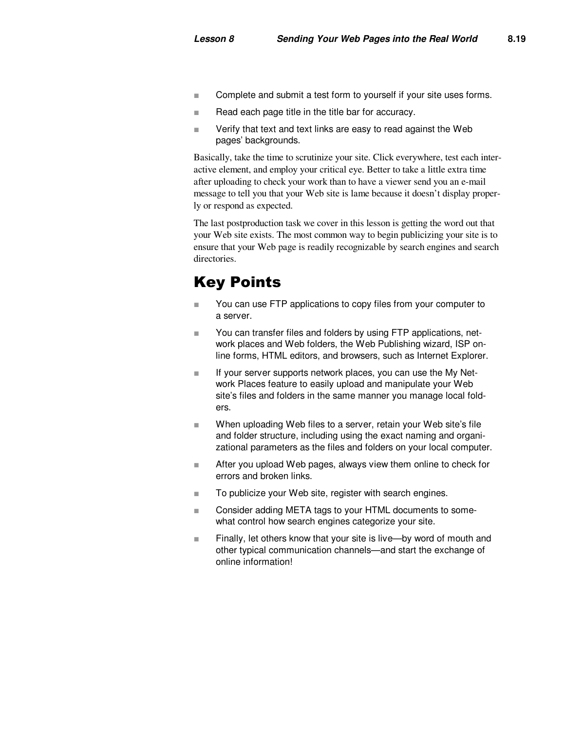- Complete and submit a test form to yourself if your site uses forms.
- Read each page title in the title bar for accuracy.
- Verify that text and text links are easy to read against the Web pages' backgrounds.

Basically, take the time to scrutinize your site. Click everywhere, test each interactive element, and employ your critical eye. Better to take a little extra time after uploading to check your work than to have a viewer send you an e-mail message to tell you that your Web site is lame because it doesn't display properly or respond as expected.

The last postproduction task we cover in this lesson is getting the word out that your Web site exists. The most common way to begin publicizing your site is to ensure that your Web page is readily recognizable by search engines and search directories.

## Key Points

- You can use FTP applications to copy files from your computer to a server.
- You can transfer files and folders by using FTP applications, network places and Web folders, the Web Publishing wizard, ISP online forms, HTML editors, and browsers, such as Internet Explorer.
- If your server supports network places, you can use the My Network Places feature to easily upload and manipulate your Web site's files and folders in the same manner you manage local folders.
- When uploading Web files to a server, retain your Web site's file and folder structure, including using the exact naming and organizational parameters as the files and folders on your local computer.
- After you upload Web pages, always view them online to check for errors and broken links.
- To publicize your Web site, register with search engines.
- Consider adding META tags to your HTML documents to somewhat control how search engines categorize your site.
- Finally, let others know that your site is live—by word of mouth and other typical communication channels—and start the exchange of online information!